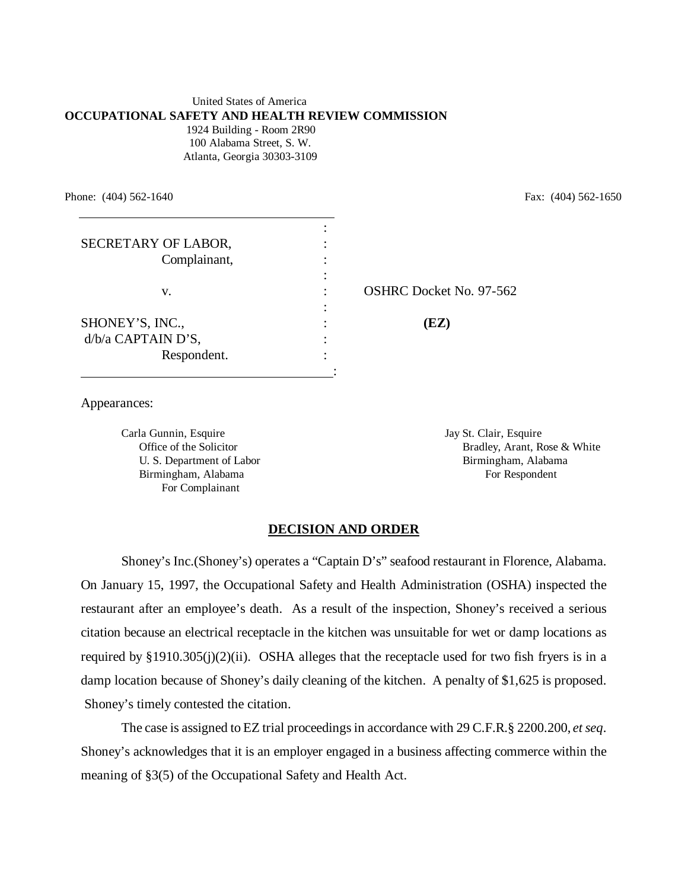United States of America

**OCCUPATIONAL SAFETY AND HEALTH REVIEW COMMISSION**

1924 Building - Room 2R90
100 Alabama Street, S. W.
Atlanta, Georgia 30303-3109

Phone: (404) 562-1640 Fax: (404) 562-1650

| | |
|---|---|
| SECRETARY OF LABOR, Complainant, | |
| v. | OSHRC Docket No. 97-562 |
| SHONEY'S, INC., d/b/a CAPTAIN D'S, Respondent. | **(EZ)** |

Appearances:

Carla Gunnin, Esquire
Office of the Solicitor
U. S. Department of Labor
Birmingham, Alabama
For Complainant

Jay St. Clair, Esquire
Bradley, Arant, Rose & White
Birmingham, Alabama
For Respondent

## DECISION AND ORDER

Shoney's Inc.(Shoney's) operates a "Captain D's" seafood restaurant in Florence, Alabama. On January 15, 1997, the Occupational Safety and Health Administration (OSHA) inspected the restaurant after an employee's death. As a result of the inspection, Shoney's received a serious citation because an electrical receptacle in the kitchen was unsuitable for wet or damp locations as required by §1910.305(j)(2)(ii). OSHA alleges that the receptacle used for two fish fryers is in a damp location because of Shoney's daily cleaning of the kitchen. A penalty of $1,625 is proposed. Shoney's timely contested the citation.

The case is assigned to EZ trial proceedings in accordance with 29 C.F.R.§ 2200.200, *et seq*. Shoney's acknowledges that it is an employer engaged in a business affecting commerce within the meaning of §3(5) of the Occupational Safety and Health Act.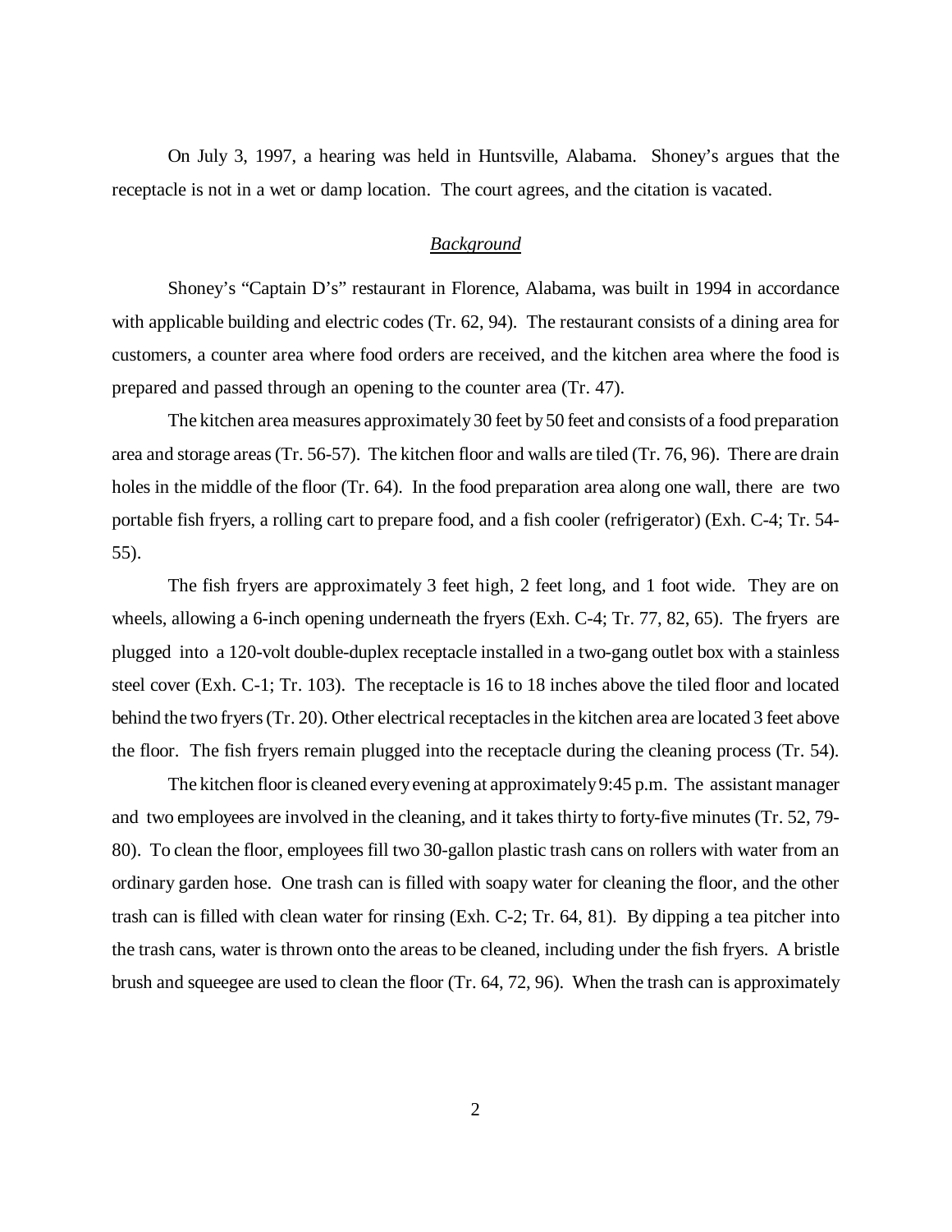On July 3, 1997, a hearing was held in Huntsville, Alabama. Shoney's argues that the receptacle is not in a wet or damp location. The court agrees, and the citation is vacated.

## Background

Shoney's "Captain D's" restaurant in Florence, Alabama, was built in 1994 in accordance with applicable building and electric codes (Tr. 62, 94). The restaurant consists of a dining area for customers, a counter area where food orders are received, and the kitchen area where the food is prepared and passed through an opening to the counter area (Tr. 47).

The kitchen area measures approximately 30 feet by 50 feet and consists of a food preparation area and storage areas (Tr. 56-57). The kitchen floor and walls are tiled (Tr. 76, 96). There are drain holes in the middle of the floor (Tr. 64). In the food preparation area along one wall, there are two portable fish fryers, a rolling cart to prepare food, and a fish cooler (refrigerator) (Exh. C-4; Tr. 54-55).

The fish fryers are approximately 3 feet high, 2 feet long, and 1 foot wide. They are on wheels, allowing a 6-inch opening underneath the fryers (Exh. C-4; Tr. 77, 82, 65). The fryers are plugged into a 120-volt double-duplex receptacle installed in a two-gang outlet box with a stainless steel cover (Exh. C-1; Tr. 103). The receptacle is 16 to 18 inches above the tiled floor and located behind the two fryers (Tr. 20). Other electrical receptacles in the kitchen area are located 3 feet above the floor. The fish fryers remain plugged into the receptacle during the cleaning process (Tr. 54).

The kitchen floor is cleaned every evening at approximately 9:45 p.m. The assistant manager and two employees are involved in the cleaning, and it takes thirty to forty-five minutes (Tr. 52, 79-80). To clean the floor, employees fill two 30-gallon plastic trash cans on rollers with water from an ordinary garden hose. One trash can is filled with soapy water for cleaning the floor, and the other trash can is filled with clean water for rinsing (Exh. C-2; Tr. 64, 81). By dipping a tea pitcher into the trash cans, water is thrown onto the areas to be cleaned, including under the fish fryers. A bristle brush and squeegee are used to clean the floor (Tr. 64, 72, 96). When the trash can is approximately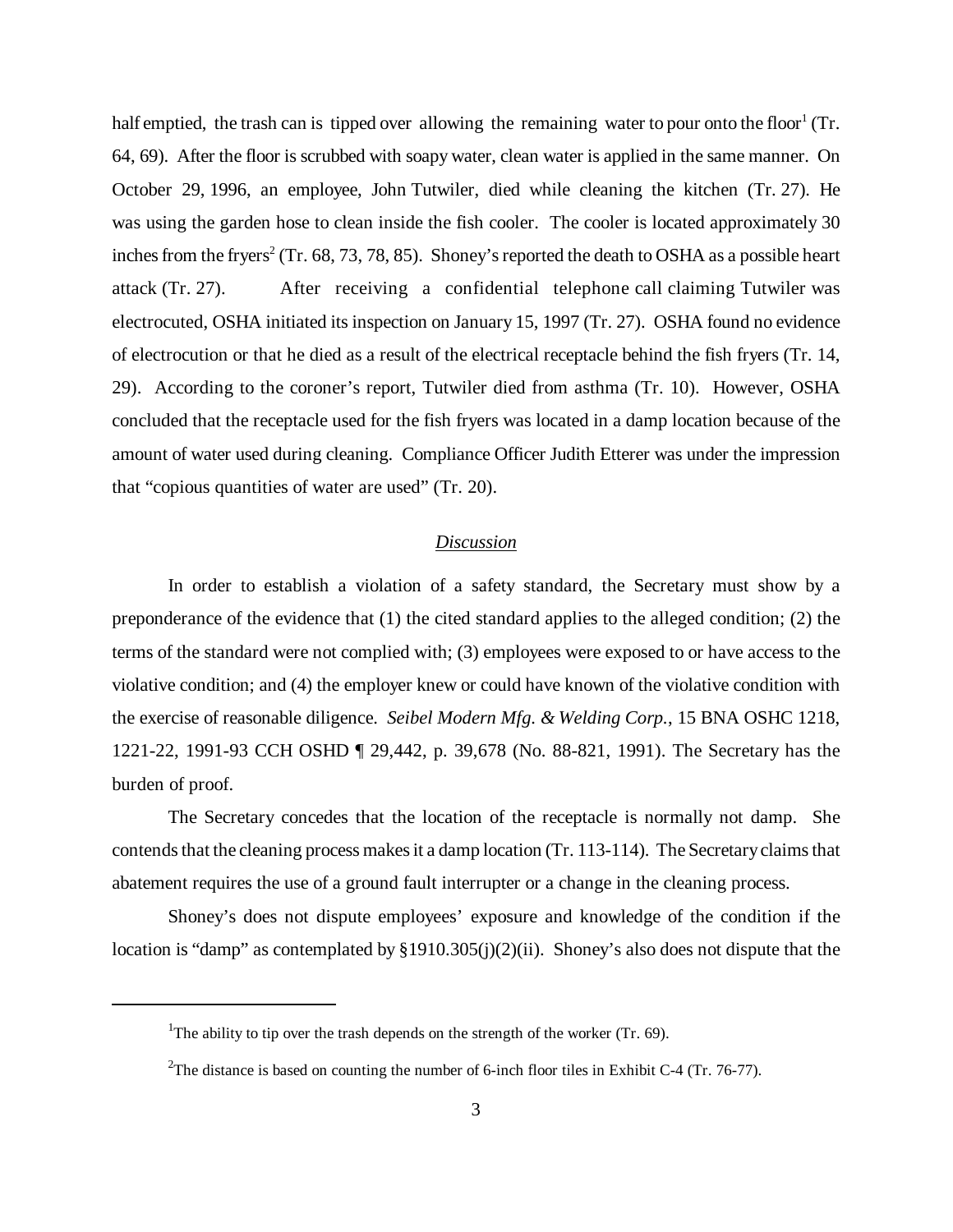half emptied, the trash can is tipped over allowing the remaining water to pour onto the floor[1] (Tr. 64, 69). After the floor is scrubbed with soapy water, clean water is applied in the same manner. On October 29, 1996, an employee, John Tutwiler, died while cleaning the kitchen (Tr. 27). He was using the garden hose to clean inside the fish cooler. The cooler is located approximately 30 inches from the fryers[2] (Tr. 68, 73, 78, 85). Shoney's reported the death to OSHA as a possible heart attack (Tr. 27). After receiving a confidential telephone call claiming Tutwiler was electrocuted, OSHA initiated its inspection on January 15, 1997 (Tr. 27). OSHA found no evidence of electrocution or that he died as a result of the electrical receptacle behind the fish fryers (Tr. 14, 29). According to the coroner's report, Tutwiler died from asthma (Tr. 10). However, OSHA concluded that the receptacle used for the fish fryers was located in a damp location because of the amount of water used during cleaning. Compliance Officer Judith Etterer was under the impression that "copious quantities of water are used" (Tr. 20).

## *Discussion*

In order to establish a violation of a safety standard, the Secretary must show by a preponderance of the evidence that (1) the cited standard applies to the alleged condition; (2) the terms of the standard were not complied with; (3) employees were exposed to or have access to the violative condition; and (4) the employer knew or could have known of the violative condition with the exercise of reasonable diligence. *Seibel Modern Mfg. & Welding Corp.*, 15 BNA OSHC 1218, 1221-22, 1991-93 CCH OSHD ¶ 29,442, p. 39,678 (No. 88-821, 1991). The Secretary has the burden of proof.

The Secretary concedes that the location of the receptacle is normally not damp. She contends that the cleaning process makes it a damp location (Tr. 113-114). The Secretary claims that abatement requires the use of a ground fault interrupter or a change in the cleaning process.

Shoney's does not dispute employees' exposure and knowledge of the condition if the location is "damp" as contemplated by §1910.305(j)(2)(ii). Shoney's also does not dispute that the

---

[1] The ability to tip over the trash depends on the strength of the worker (Tr. 69).

[2] The distance is based on counting the number of 6-inch floor tiles in Exhibit C-4 (Tr. 76-77).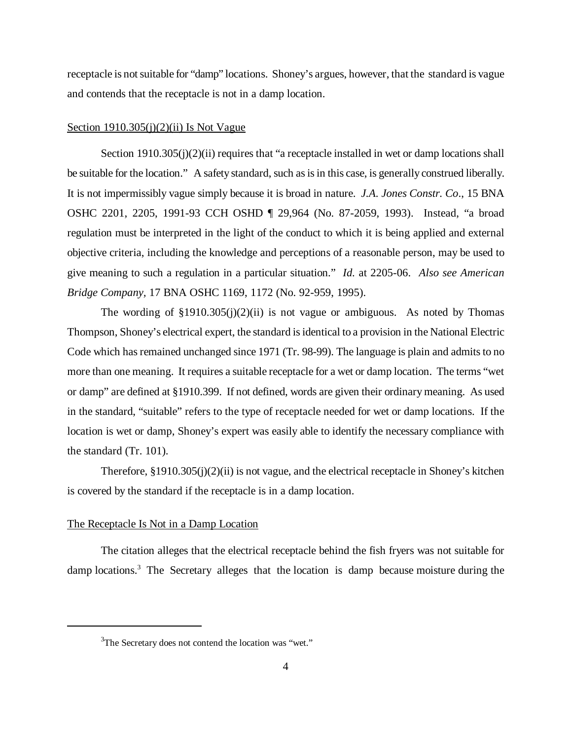receptacle is not suitable for "damp" locations. Shoney's argues, however, that the standard is vague and contends that the receptacle is not in a damp location.

Section 1910.305(j)(2)(ii) Is Not Vague

Section 1910.305(j)(2)(ii) requires that "a receptacle installed in wet or damp locations shall be suitable for the location." A safety standard, such as is in this case, is generally construed liberally. It is not impermissibly vague simply because it is broad in nature. *J.A. Jones Constr. Co*., 15 BNA OSHC 2201, 2205, 1991-93 CCH OSHD ¶ 29,964 (No. 87-2059, 1993). Instead, "a broad regulation must be interpreted in the light of the conduct to which it is being applied and external objective criteria, including the knowledge and perceptions of a reasonable person, may be used to give meaning to such a regulation in a particular situation." *Id.* at 2205-06. *Also see American Bridge Company,* 17 BNA OSHC 1169, 1172 (No. 92-959, 1995).

The wording of §1910.305(j)(2)(ii) is not vague or ambiguous. As noted by Thomas Thompson, Shoney's electrical expert, the standard is identical to a provision in the National Electric Code which has remained unchanged since 1971 (Tr. 98-99). The language is plain and admits to no more than one meaning. It requires a suitable receptacle for a wet or damp location. The terms "wet or damp" are defined at §1910.399. If not defined, words are given their ordinary meaning. As used in the standard, "suitable" refers to the type of receptacle needed for wet or damp locations. If the location is wet or damp, Shoney's expert was easily able to identify the necessary compliance with the standard (Tr. 101).

Therefore, §1910.305(j)(2)(ii) is not vague, and the electrical receptacle in Shoney's kitchen is covered by the standard if the receptacle is in a damp location.

The Receptacle Is Not in a Damp Location

The citation alleges that the electrical receptacle behind the fish fryers was not suitable for damp locations.[3] The Secretary alleges that the location is damp because moisture during the

[3]The Secretary does not contend the location was "wet."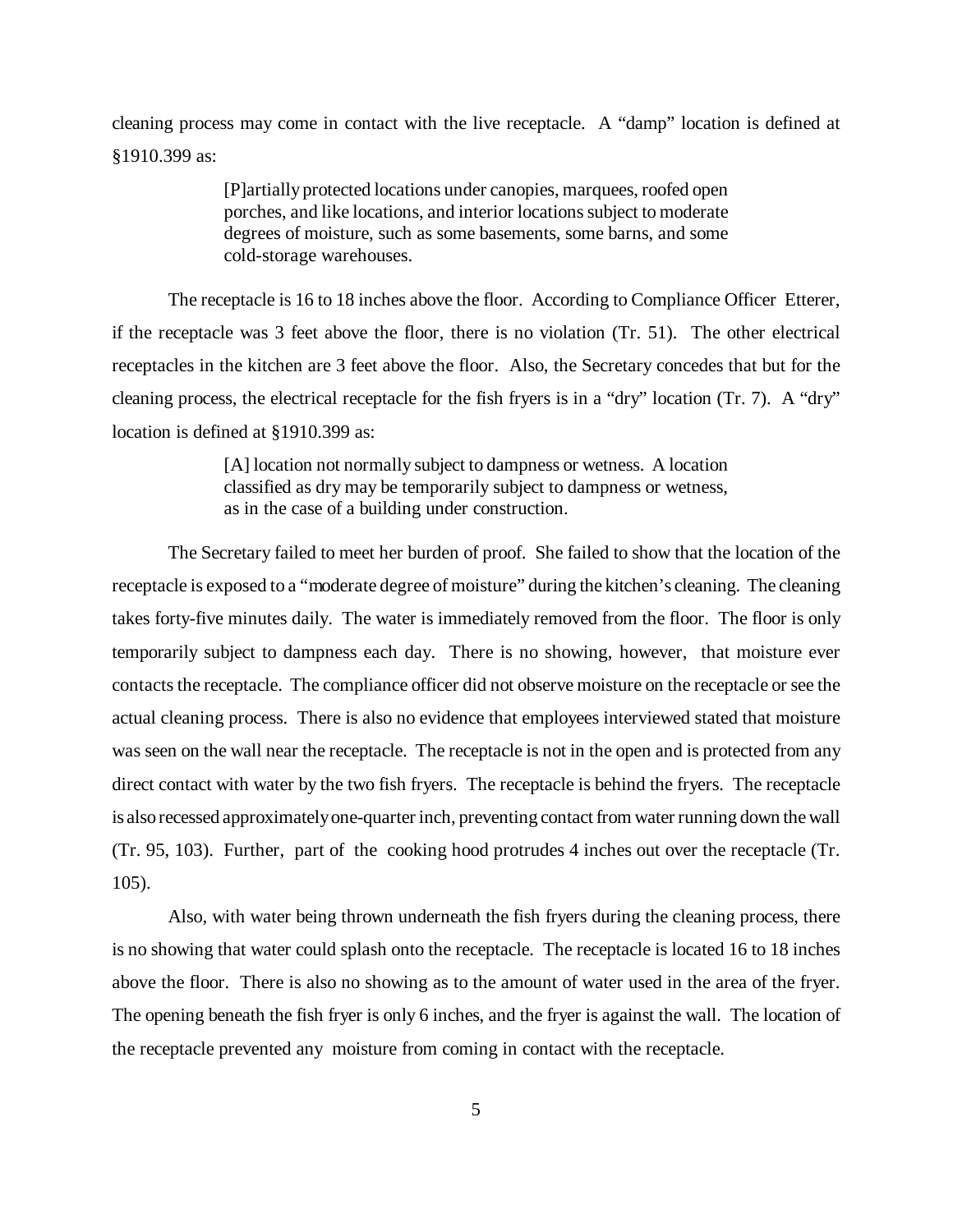cleaning process may come in contact with the live receptacle. A "damp" location is defined at §1910.399 as:

> [P]artially protected locations under canopies, marquees, roofed open porches, and like locations, and interior locations subject to moderate degrees of moisture, such as some basements, some barns, and some cold-storage warehouses.

The receptacle is 16 to 18 inches above the floor. According to Compliance Officer Etterer, if the receptacle was 3 feet above the floor, there is no violation (Tr. 51). The other electrical receptacles in the kitchen are 3 feet above the floor. Also, the Secretary concedes that but for the cleaning process, the electrical receptacle for the fish fryers is in a "dry" location (Tr. 7). A "dry" location is defined at §1910.399 as:

> [A] location not normally subject to dampness or wetness. A location classified as dry may be temporarily subject to dampness or wetness, as in the case of a building under construction.

The Secretary failed to meet her burden of proof. She failed to show that the location of the receptacle is exposed to a "moderate degree of moisture" during the kitchen's cleaning. The cleaning takes forty-five minutes daily. The water is immediately removed from the floor. The floor is only temporarily subject to dampness each day. There is no showing, however, that moisture ever contacts the receptacle. The compliance officer did not observe moisture on the receptacle or see the actual cleaning process. There is also no evidence that employees interviewed stated that moisture was seen on the wall near the receptacle. The receptacle is not in the open and is protected from any direct contact with water by the two fish fryers. The receptacle is behind the fryers. The receptacle is also recessed approximately one-quarter inch, preventing contact from water running down the wall (Tr. 95, 103). Further, part of the cooking hood protrudes 4 inches out over the receptacle (Tr. 105).

Also, with water being thrown underneath the fish fryers during the cleaning process, there is no showing that water could splash onto the receptacle. The receptacle is located 16 to 18 inches above the floor. There is also no showing as to the amount of water used in the area of the fryer. The opening beneath the fish fryer is only 6 inches, and the fryer is against the wall. The location of the receptacle prevented any moisture from coming in contact with the receptacle.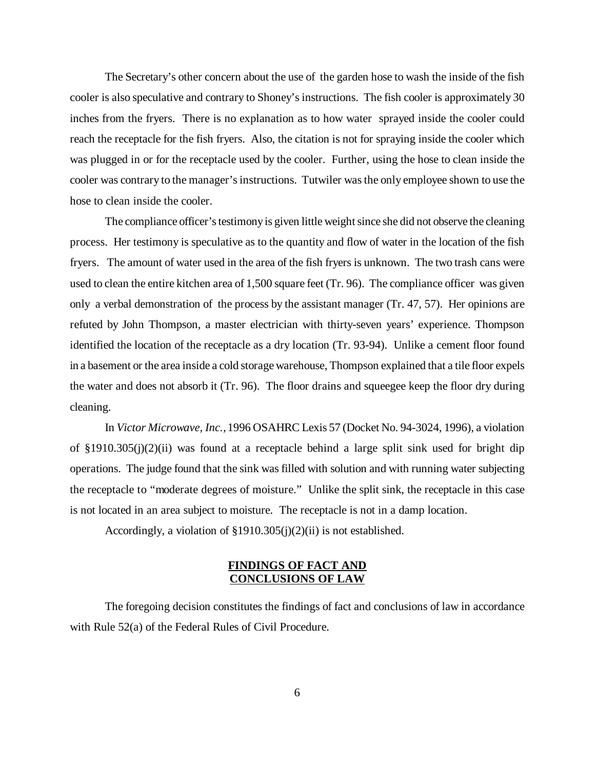The Secretary's other concern about the use of the garden hose to wash the inside of the fish cooler is also speculative and contrary to Shoney's instructions. The fish cooler is approximately 30 inches from the fryers. There is no explanation as to how water sprayed inside the cooler could reach the receptacle for the fish fryers. Also, the citation is not for spraying inside the cooler which was plugged in or for the receptacle used by the cooler. Further, using the hose to clean inside the cooler was contrary to the manager's instructions. Tutwiler was the only employee shown to use the hose to clean inside the cooler.

The compliance officer's testimony is given little weight since she did not observe the cleaning process. Her testimony is speculative as to the quantity and flow of water in the location of the fish fryers. The amount of water used in the area of the fish fryers is unknown. The two trash cans were used to clean the entire kitchen area of 1,500 square feet (Tr. 96). The compliance officer was given only a verbal demonstration of the process by the assistant manager (Tr. 47, 57). Her opinions are refuted by John Thompson, a master electrician with thirty-seven years' experience. Thompson identified the location of the receptacle as a dry location (Tr. 93-94). Unlike a cement floor found in a basement or the area inside a cold storage warehouse, Thompson explained that a tile floor expels the water and does not absorb it (Tr. 96). The floor drains and squeegee keep the floor dry during cleaning.

In *Victor Microwave, Inc.,* 1996 OSAHRC Lexis 57 (Docket No. 94-3024, 1996), a violation of §1910.305(j)(2)(ii) was found at a receptacle behind a large split sink used for bright dip operations. The judge found that the sink was filled with solution and with running water subjecting the receptacle to "moderate degrees of moisture." Unlike the split sink, the receptacle in this case is not located in an area subject to moisture. The receptacle is not in a damp location.

Accordingly, a violation of §1910.305(j)(2)(ii) is not established.

## FINDINGS OF FACT AND CONCLUSIONS OF LAW

The foregoing decision constitutes the findings of fact and conclusions of law in accordance with Rule 52(a) of the Federal Rules of Civil Procedure.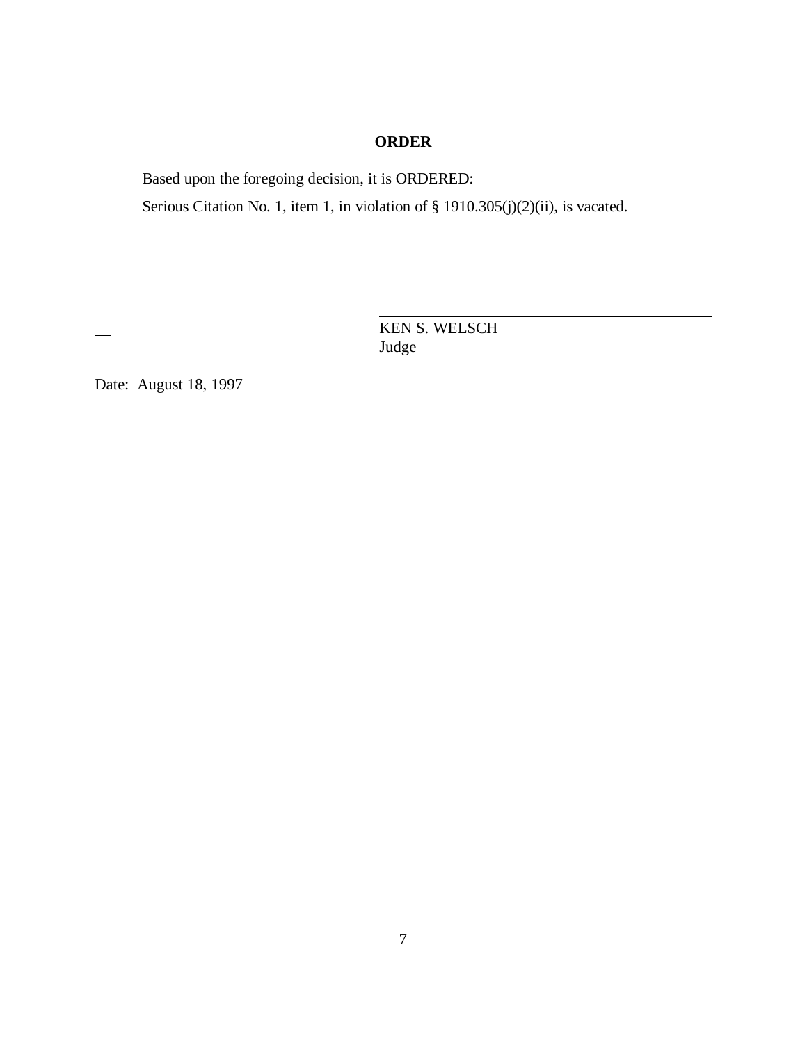## **ORDER**

Based upon the foregoing decision, it is ORDERED:

Serious Citation No. 1, item 1, in violation of § 1910.305(j)(2)(ii), is vacated.

KEN S. WELSCH
Judge

Date: August 18, 1997